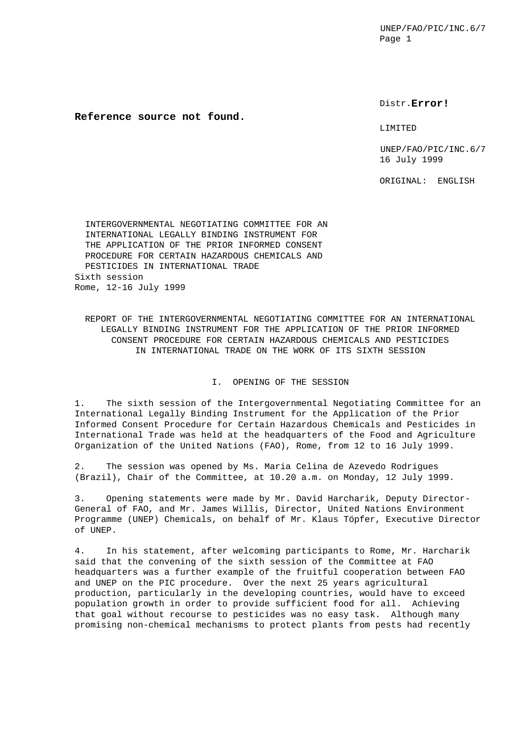Distr.**Error! Reference source not found.**

LIMITED

UNEP/FAO/PIC/INC.6/7
16 July 1999

ORIGINAL: ENGLISH

INTERGOVERNMENTAL NEGOTIATING COMMITTEE FOR AN INTERNATIONAL LEGALLY BINDING INSTRUMENT FOR THE APPLICATION OF THE PRIOR INFORMED CONSENT PROCEDURE FOR CERTAIN HAZARDOUS CHEMICALS AND PESTICIDES IN INTERNATIONAL TRADE
Sixth session
Rome, 12-16 July 1999

# REPORT OF THE INTERGOVERNMENTAL NEGOTIATING COMMITTEE FOR AN INTERNATIONAL LEGALLY BINDING INSTRUMENT FOR THE APPLICATION OF THE PRIOR INFORMED CONSENT PROCEDURE FOR CERTAIN HAZARDOUS CHEMICALS AND PESTICIDES IN INTERNATIONAL TRADE ON THE WORK OF ITS SIXTH SESSION

## I. OPENING OF THE SESSION

1. The sixth session of the Intergovernmental Negotiating Committee for an International Legally Binding Instrument for the Application of the Prior Informed Consent Procedure for Certain Hazardous Chemicals and Pesticides in International Trade was held at the headquarters of the Food and Agriculture Organization of the United Nations (FAO), Rome, from 12 to 16 July 1999.

2. The session was opened by Ms. Maria Celina de Azevedo Rodrigues (Brazil), Chair of the Committee, at 10.20 a.m. on Monday, 12 July 1999.

3. Opening statements were made by Mr. David Harcharik, Deputy Director-General of FAO, and Mr. James Willis, Director, United Nations Environment Programme (UNEP) Chemicals, on behalf of Mr. Klaus Töpfer, Executive Director of UNEP.

4. In his statement, after welcoming participants to Rome, Mr. Harcharik said that the convening of the sixth session of the Committee at FAO headquarters was a further example of the fruitful cooperation between FAO and UNEP on the PIC procedure. Over the next 25 years agricultural production, particularly in the developing countries, would have to exceed population growth in order to provide sufficient food for all. Achieving that goal without recourse to pesticides was no easy task. Although many promising non-chemical mechanisms to protect plants from pests had recently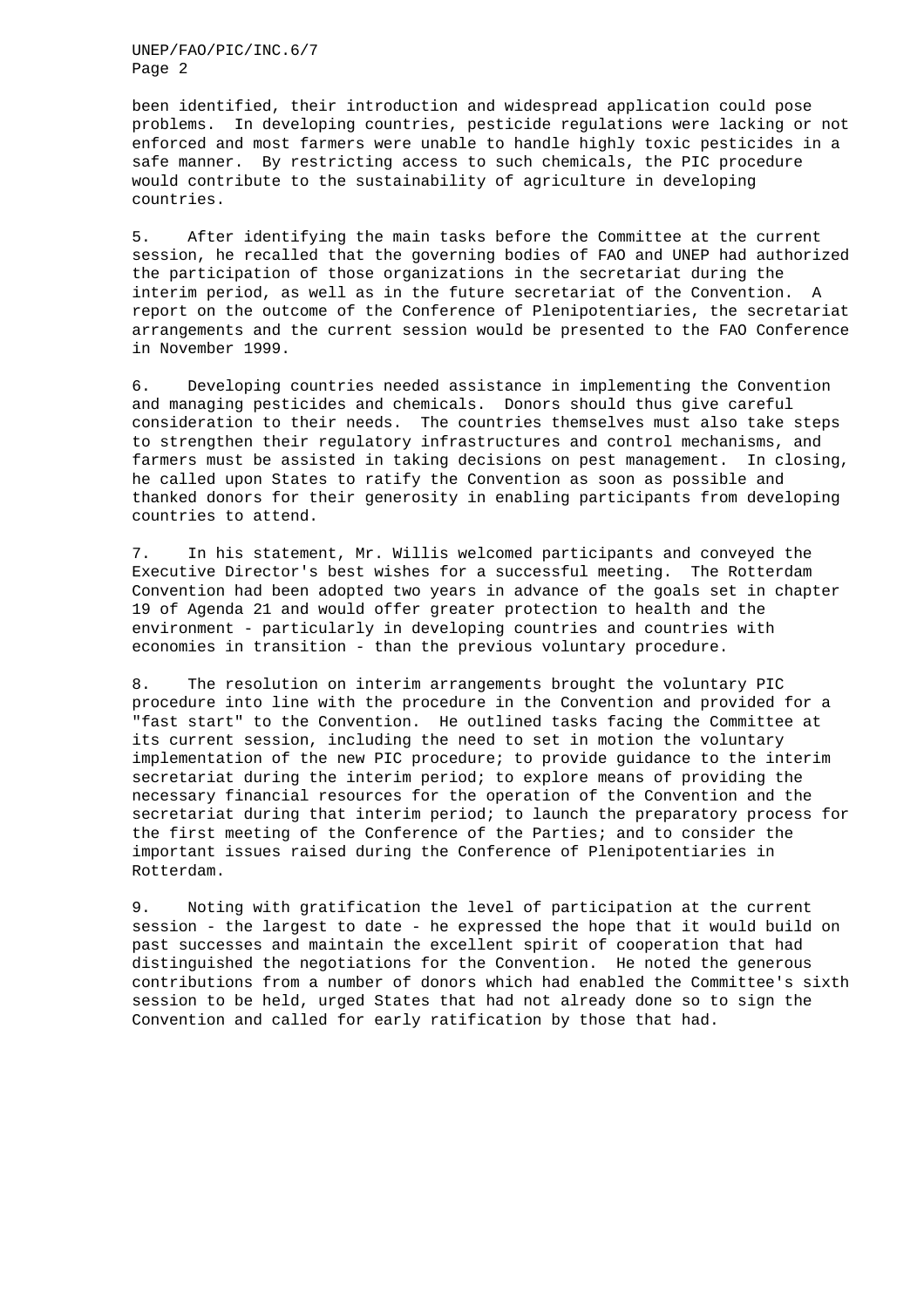been identified, their introduction and widespread application could pose problems. In developing countries, pesticide regulations were lacking or not enforced and most farmers were unable to handle highly toxic pesticides in a safe manner. By restricting access to such chemicals, the PIC procedure would contribute to the sustainability of agriculture in developing countries.

5. After identifying the main tasks before the Committee at the current session, he recalled that the governing bodies of FAO and UNEP had authorized the participation of those organizations in the secretariat during the interim period, as well as in the future secretariat of the Convention. A report on the outcome of the Conference of Plenipotentiaries, the secretariat arrangements and the current session would be presented to the FAO Conference in November 1999.

6. Developing countries needed assistance in implementing the Convention and managing pesticides and chemicals. Donors should thus give careful consideration to their needs. The countries themselves must also take steps to strengthen their regulatory infrastructures and control mechanisms, and farmers must be assisted in taking decisions on pest management. In closing, he called upon States to ratify the Convention as soon as possible and thanked donors for their generosity in enabling participants from developing countries to attend.

7. In his statement, Mr. Willis welcomed participants and conveyed the Executive Director's best wishes for a successful meeting. The Rotterdam Convention had been adopted two years in advance of the goals set in chapter 19 of Agenda 21 and would offer greater protection to health and the environment - particularly in developing countries and countries with economies in transition - than the previous voluntary procedure.

8. The resolution on interim arrangements brought the voluntary PIC procedure into line with the procedure in the Convention and provided for a "fast start" to the Convention. He outlined tasks facing the Committee at its current session, including the need to set in motion the voluntary implementation of the new PIC procedure; to provide guidance to the interim secretariat during the interim period; to explore means of providing the necessary financial resources for the operation of the Convention and the secretariat during that interim period; to launch the preparatory process for the first meeting of the Conference of the Parties; and to consider the important issues raised during the Conference of Plenipotentiaries in Rotterdam.

9. Noting with gratification the level of participation at the current session - the largest to date - he expressed the hope that it would build on past successes and maintain the excellent spirit of cooperation that had distinguished the negotiations for the Convention. He noted the generous contributions from a number of donors which had enabled the Committee's sixth session to be held, urged States that had not already done so to sign the Convention and called for early ratification by those that had.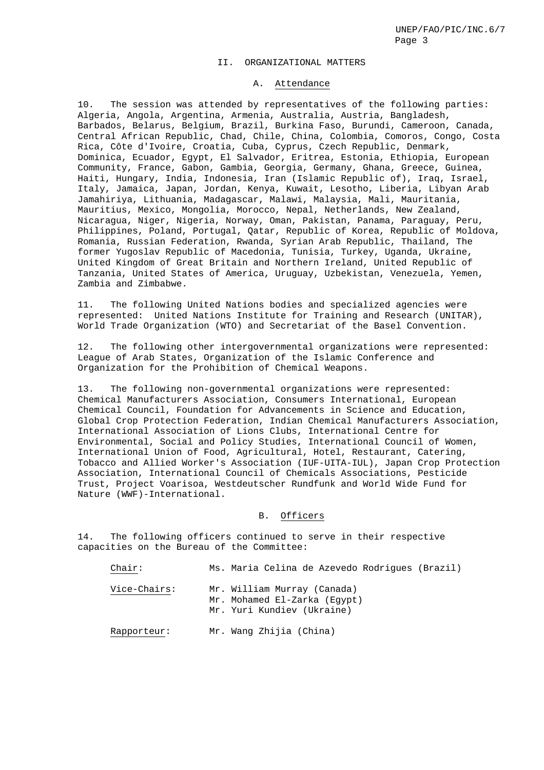## II. ORGANIZATIONAL MATTERS

### A. Attendance

10. The session was attended by representatives of the following parties: Algeria, Angola, Argentina, Armenia, Australia, Austria, Bangladesh, Barbados, Belarus, Belgium, Brazil, Burkina Faso, Burundi, Cameroon, Canada, Central African Republic, Chad, Chile, China, Colombia, Comoros, Congo, Costa Rica, Côte d'Ivoire, Croatia, Cuba, Cyprus, Czech Republic, Denmark, Dominica, Ecuador, Egypt, El Salvador, Eritrea, Estonia, Ethiopia, European Community, France, Gabon, Gambia, Georgia, Germany, Ghana, Greece, Guinea, Haiti, Hungary, India, Indonesia, Iran (Islamic Republic of), Iraq, Israel, Italy, Jamaica, Japan, Jordan, Kenya, Kuwait, Lesotho, Liberia, Libyan Arab Jamahiriya, Lithuania, Madagascar, Malawi, Malaysia, Mali, Mauritania, Mauritius, Mexico, Mongolia, Morocco, Nepal, Netherlands, New Zealand, Nicaragua, Niger, Nigeria, Norway, Oman, Pakistan, Panama, Paraguay, Peru, Philippines, Poland, Portugal, Qatar, Republic of Korea, Republic of Moldova, Romania, Russian Federation, Rwanda, Syrian Arab Republic, Thailand, The former Yugoslav Republic of Macedonia, Tunisia, Turkey, Uganda, Ukraine, United Kingdom of Great Britain and Northern Ireland, United Republic of Tanzania, United States of America, Uruguay, Uzbekistan, Venezuela, Yemen, Zambia and Zimbabwe.

11. The following United Nations bodies and specialized agencies were represented: United Nations Institute for Training and Research (UNITAR), World Trade Organization (WTO) and Secretariat of the Basel Convention.

12. The following other intergovernmental organizations were represented: League of Arab States, Organization of the Islamic Conference and Organization for the Prohibition of Chemical Weapons.

13. The following non-governmental organizations were represented: Chemical Manufacturers Association, Consumers International, European Chemical Council, Foundation for Advancements in Science and Education, Global Crop Protection Federation, Indian Chemical Manufacturers Association, International Association of Lions Clubs, International Centre for Environmental, Social and Policy Studies, International Council of Women, International Union of Food, Agricultural, Hotel, Restaurant, Catering, Tobacco and Allied Worker's Association (IUF-UITA-IUL), Japan Crop Protection Association, International Council of Chemicals Associations, Pesticide Trust, Project Voarisoa, Westdeutscher Rundfunk and World Wide Fund for Nature (WWF)-International.

### B. Officers

14. The following officers continued to serve in their respective capacities on the Bureau of the Committee:

| | |
|---|---|
| Chair: | Ms. Maria Celina de Azevedo Rodrigues (Brazil) |
| Vice-Chairs: | Mr. William Murray (Canada)<br>Mr. Mohamed El-Zarka (Egypt)<br>Mr. Yuri Kundiev (Ukraine) |
| Rapporteur: | Mr. Wang Zhijia (China) |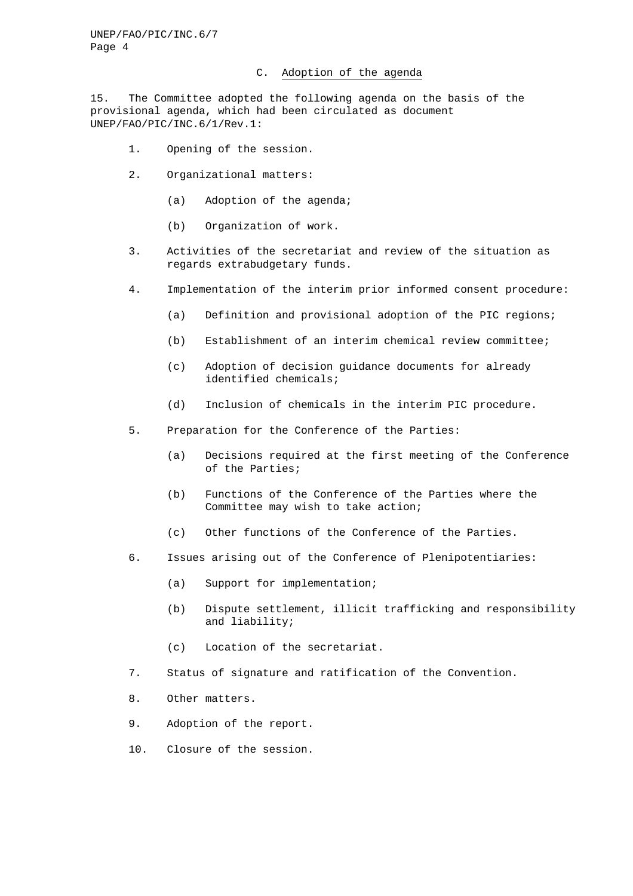### C. Adoption of the agenda

15. The Committee adopted the following agenda on the basis of the provisional agenda, which had been circulated as document UNEP/FAO/PIC/INC.6/1/Rev.1:

1. Opening of the session.

2. Organizational matters:

   (a) Adoption of the agenda;

   (b) Organization of work.

3. Activities of the secretariat and review of the situation as regards extrabudgetary funds.

4. Implementation of the interim prior informed consent procedure:

   (a) Definition and provisional adoption of the PIC regions;

   (b) Establishment of an interim chemical review committee;

   (c) Adoption of decision guidance documents for already identified chemicals;

   (d) Inclusion of chemicals in the interim PIC procedure.

5. Preparation for the Conference of the Parties:

   (a) Decisions required at the first meeting of the Conference of the Parties;

   (b) Functions of the Conference of the Parties where the Committee may wish to take action;

   (c) Other functions of the Conference of the Parties.

6. Issues arising out of the Conference of Plenipotentiaries:

   (a) Support for implementation;

   (b) Dispute settlement, illicit trafficking and responsibility and liability;

   (c) Location of the secretariat.

7. Status of signature and ratification of the Convention.

8. Other matters.

9. Adoption of the report.

10. Closure of the session.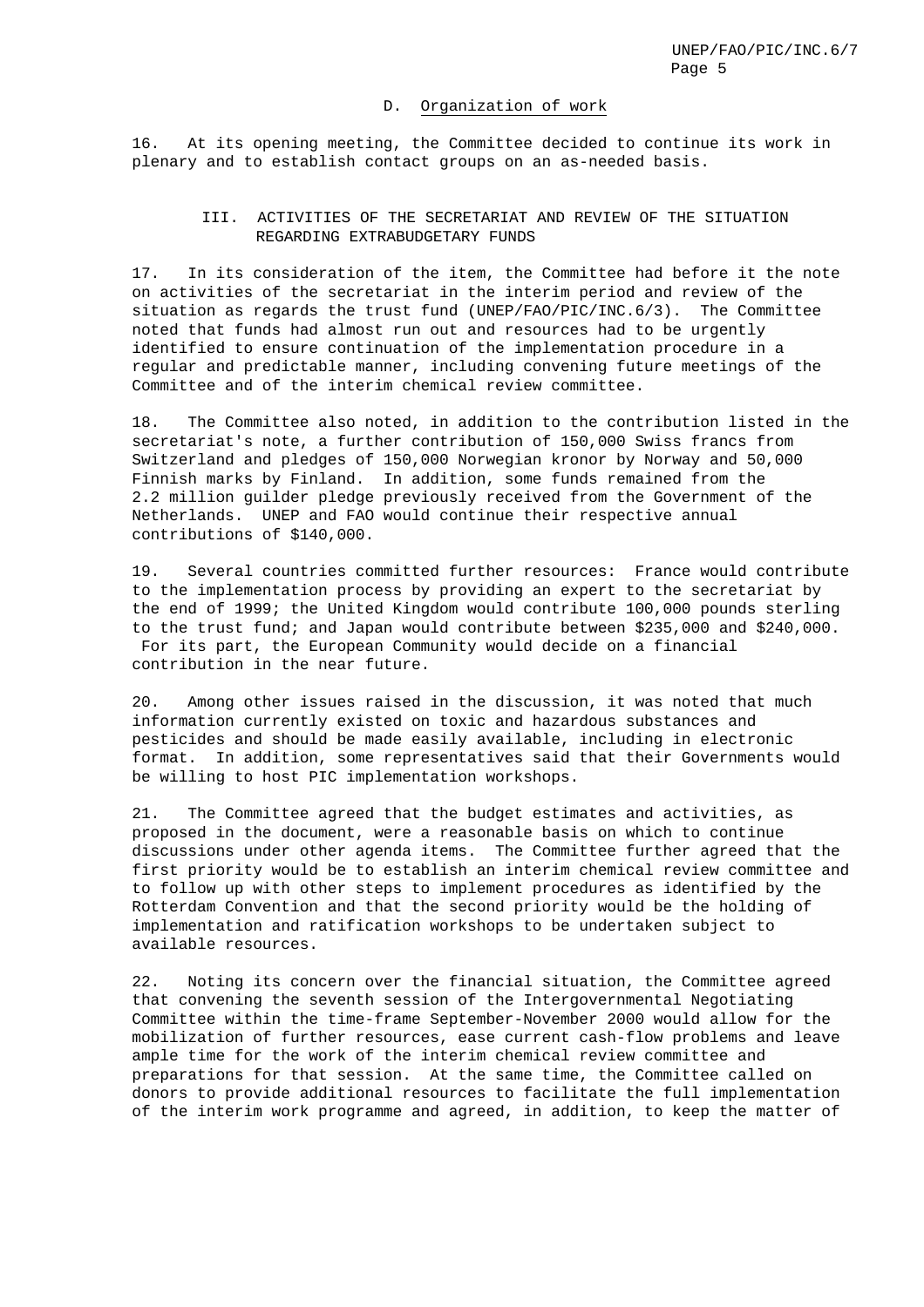### D. Organization of work

16. At its opening meeting, the Committee decided to continue its work in plenary and to establish contact groups on an as-needed basis.

## III. ACTIVITIES OF THE SECRETARIAT AND REVIEW OF THE SITUATION REGARDING EXTRABUDGETARY FUNDS

17. In its consideration of the item, the Committee had before it the note on activities of the secretariat in the interim period and review of the situation as regards the trust fund (UNEP/FAO/PIC/INC.6/3). The Committee noted that funds had almost run out and resources had to be urgently identified to ensure continuation of the implementation procedure in a regular and predictable manner, including convening future meetings of the Committee and of the interim chemical review committee.

18. The Committee also noted, in addition to the contribution listed in the secretariat's note, a further contribution of 150,000 Swiss francs from Switzerland and pledges of 150,000 Norwegian kronor by Norway and 50,000 Finnish marks by Finland. In addition, some funds remained from the 2.2 million guilder pledge previously received from the Government of the Netherlands. UNEP and FAO would continue their respective annual contributions of $140,000.

19. Several countries committed further resources: France would contribute to the implementation process by providing an expert to the secretariat by the end of 1999; the United Kingdom would contribute 100,000 pounds sterling to the trust fund; and Japan would contribute between $235,000 and $240,000. For its part, the European Community would decide on a financial contribution in the near future.

20. Among other issues raised in the discussion, it was noted that much information currently existed on toxic and hazardous substances and pesticides and should be made easily available, including in electronic format. In addition, some representatives said that their Governments would be willing to host PIC implementation workshops.

21. The Committee agreed that the budget estimates and activities, as proposed in the document, were a reasonable basis on which to continue discussions under other agenda items. The Committee further agreed that the first priority would be to establish an interim chemical review committee and to follow up with other steps to implement procedures as identified by the Rotterdam Convention and that the second priority would be the holding of implementation and ratification workshops to be undertaken subject to available resources.

22. Noting its concern over the financial situation, the Committee agreed that convening the seventh session of the Intergovernmental Negotiating Committee within the time-frame September-November 2000 would allow for the mobilization of further resources, ease current cash-flow problems and leave ample time for the work of the interim chemical review committee and preparations for that session. At the same time, the Committee called on donors to provide additional resources to facilitate the full implementation of the interim work programme and agreed, in addition, to keep the matter of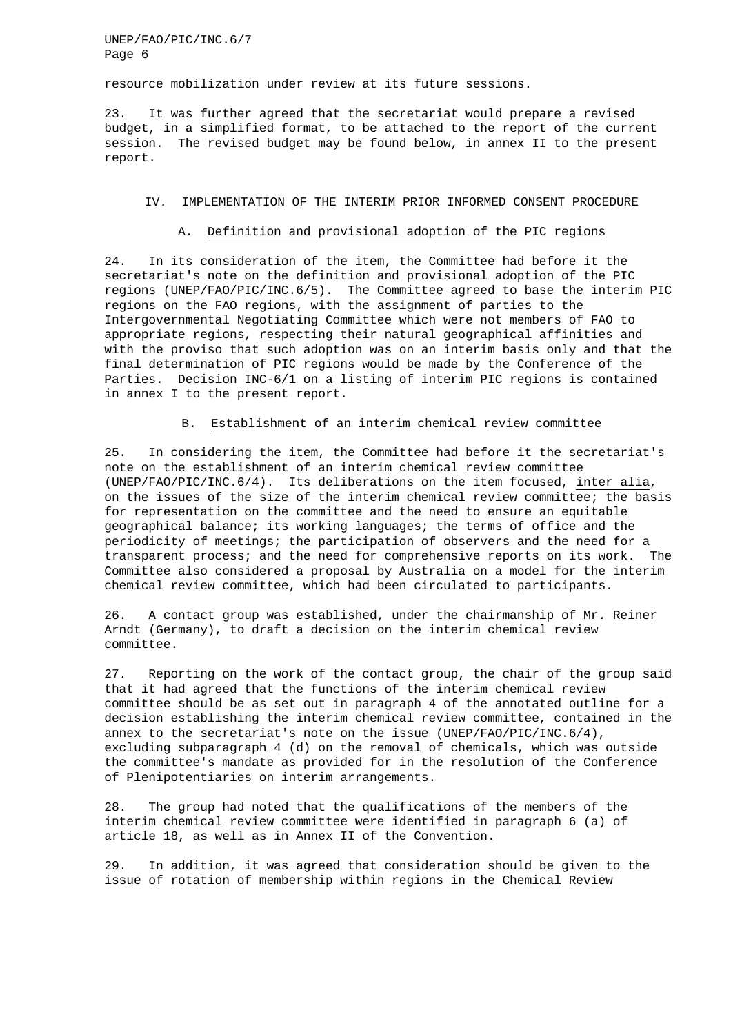resource mobilization under review at its future sessions.

23. It was further agreed that the secretariat would prepare a revised budget, in a simplified format, to be attached to the report of the current session. The revised budget may be found below, in annex II to the present report.

## IV. IMPLEMENTATION OF THE INTERIM PRIOR INFORMED CONSENT PROCEDURE

### A. Definition and provisional adoption of the PIC regions

24. In its consideration of the item, the Committee had before it the secretariat's note on the definition and provisional adoption of the PIC regions (UNEP/FAO/PIC/INC.6/5). The Committee agreed to base the interim PIC regions on the FAO regions, with the assignment of parties to the Intergovernmental Negotiating Committee which were not members of FAO to appropriate regions, respecting their natural geographical affinities and with the proviso that such adoption was on an interim basis only and that the final determination of PIC regions would be made by the Conference of the Parties. Decision INC-6/1 on a listing of interim PIC regions is contained in annex I to the present report.

### B. Establishment of an interim chemical review committee

25. In considering the item, the Committee had before it the secretariat's note on the establishment of an interim chemical review committee (UNEP/FAO/PIC/INC.6/4). Its deliberations on the item focused, *inter alia*, on the issues of the size of the interim chemical review committee; the basis for representation on the committee and the need to ensure an equitable geographical balance; its working languages; the terms of office and the periodicity of meetings; the participation of observers and the need for a transparent process; and the need for comprehensive reports on its work. The Committee also considered a proposal by Australia on a model for the interim chemical review committee, which had been circulated to participants.

26. A contact group was established, under the chairmanship of Mr. Reiner Arndt (Germany), to draft a decision on the interim chemical review committee.

27. Reporting on the work of the contact group, the chair of the group said that it had agreed that the functions of the interim chemical review committee should be as set out in paragraph 4 of the annotated outline for a decision establishing the interim chemical review committee, contained in the annex to the secretariat's note on the issue (UNEP/FAO/PIC/INC.6/4), excluding subparagraph 4 (d) on the removal of chemicals, which was outside the committee's mandate as provided for in the resolution of the Conference of Plenipotentiaries on interim arrangements.

28. The group had noted that the qualifications of the members of the interim chemical review committee were identified in paragraph 6 (a) of article 18, as well as in Annex II of the Convention.

29. In addition, it was agreed that consideration should be given to the issue of rotation of membership within regions in the Chemical Review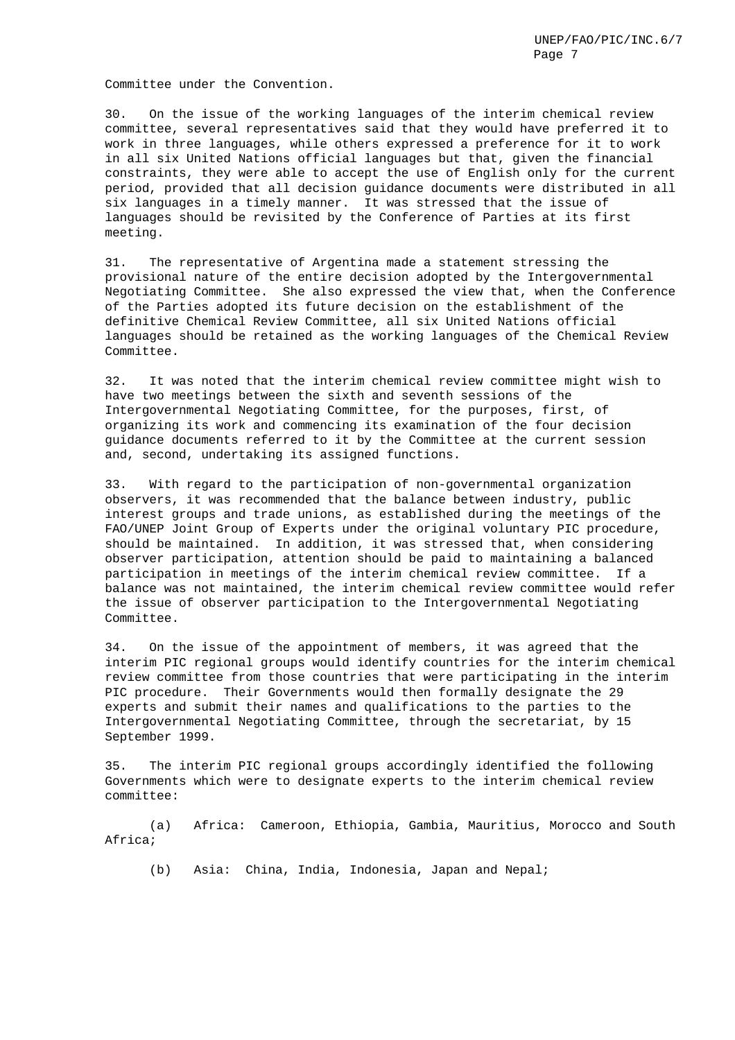Committee under the Convention.

30. On the issue of the working languages of the interim chemical review committee, several representatives said that they would have preferred it to work in three languages, while others expressed a preference for it to work in all six United Nations official languages but that, given the financial constraints, they were able to accept the use of English only for the current period, provided that all decision guidance documents were distributed in all six languages in a timely manner. It was stressed that the issue of languages should be revisited by the Conference of Parties at its first meeting.

31. The representative of Argentina made a statement stressing the provisional nature of the entire decision adopted by the Intergovernmental Negotiating Committee. She also expressed the view that, when the Conference of the Parties adopted its future decision on the establishment of the definitive Chemical Review Committee, all six United Nations official languages should be retained as the working languages of the Chemical Review Committee.

32. It was noted that the interim chemical review committee might wish to have two meetings between the sixth and seventh sessions of the Intergovernmental Negotiating Committee, for the purposes, first, of organizing its work and commencing its examination of the four decision guidance documents referred to it by the Committee at the current session and, second, undertaking its assigned functions.

33. With regard to the participation of non-governmental organization observers, it was recommended that the balance between industry, public interest groups and trade unions, as established during the meetings of the FAO/UNEP Joint Group of Experts under the original voluntary PIC procedure, should be maintained. In addition, it was stressed that, when considering observer participation, attention should be paid to maintaining a balanced participation in meetings of the interim chemical review committee. If a balance was not maintained, the interim chemical review committee would refer the issue of observer participation to the Intergovernmental Negotiating Committee.

34. On the issue of the appointment of members, it was agreed that the interim PIC regional groups would identify countries for the interim chemical review committee from those countries that were participating in the interim PIC procedure. Their Governments would then formally designate the 29 experts and submit their names and qualifications to the parties to the Intergovernmental Negotiating Committee, through the secretariat, by 15 September 1999.

35. The interim PIC regional groups accordingly identified the following Governments which were to designate experts to the interim chemical review committee:

(a) Africa: Cameroon, Ethiopia, Gambia, Mauritius, Morocco and South Africa;

(b) Asia: China, India, Indonesia, Japan and Nepal;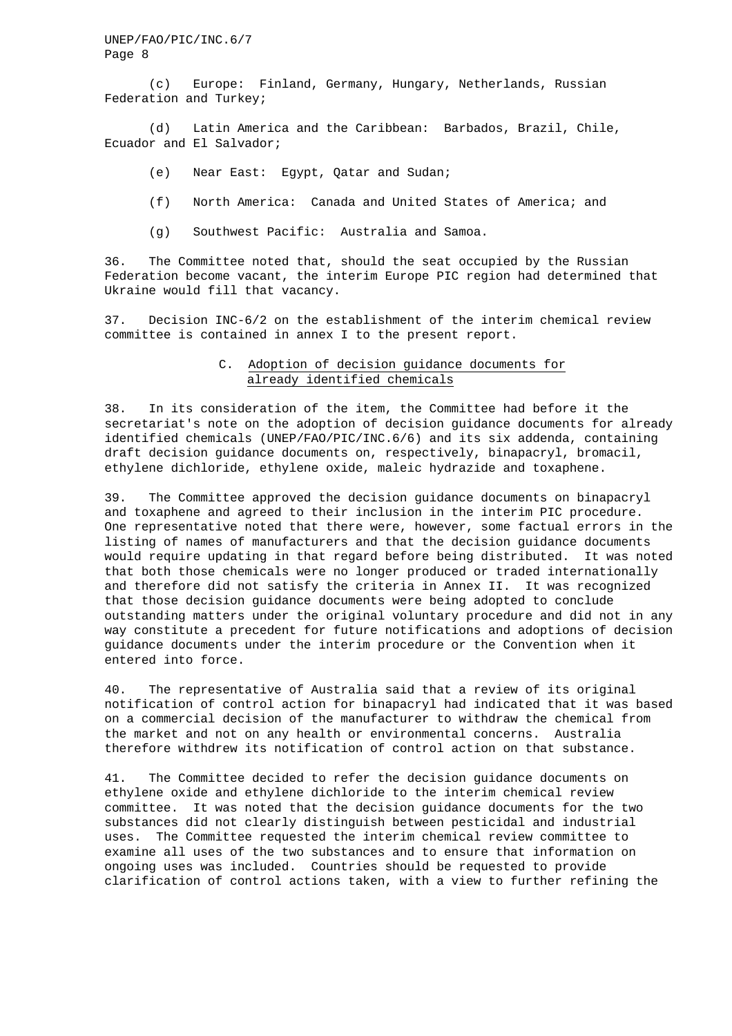(c) Europe: Finland, Germany, Hungary, Netherlands, Russian Federation and Turkey;

(d) Latin America and the Caribbean: Barbados, Brazil, Chile, Ecuador and El Salvador;

(e) Near East: Egypt, Qatar and Sudan;

(f) North America: Canada and United States of America; and

(g) Southwest Pacific: Australia and Samoa.

36. The Committee noted that, should the seat occupied by the Russian Federation become vacant, the interim Europe PIC region had determined that Ukraine would fill that vacancy.

37. Decision INC-6/2 on the establishment of the interim chemical review committee is contained in annex I to the present report.

### C. Adoption of decision guidance documents for already identified chemicals

38. In its consideration of the item, the Committee had before it the secretariat's note on the adoption of decision guidance documents for already identified chemicals (UNEP/FAO/PIC/INC.6/6) and its six addenda, containing draft decision guidance documents on, respectively, binapacryl, bromacil, ethylene dichloride, ethylene oxide, maleic hydrazide and toxaphene.

39. The Committee approved the decision guidance documents on binapacryl and toxaphene and agreed to their inclusion in the interim PIC procedure. One representative noted that there were, however, some factual errors in the listing of names of manufacturers and that the decision guidance documents would require updating in that regard before being distributed. It was noted that both those chemicals were no longer produced or traded internationally and therefore did not satisfy the criteria in Annex II. It was recognized that those decision guidance documents were being adopted to conclude outstanding matters under the original voluntary procedure and did not in any way constitute a precedent for future notifications and adoptions of decision guidance documents under the interim procedure or the Convention when it entered into force.

40. The representative of Australia said that a review of its original notification of control action for binapacryl had indicated that it was based on a commercial decision of the manufacturer to withdraw the chemical from the market and not on any health or environmental concerns. Australia therefore withdrew its notification of control action on that substance.

41. The Committee decided to refer the decision guidance documents on ethylene oxide and ethylene dichloride to the interim chemical review committee. It was noted that the decision guidance documents for the two substances did not clearly distinguish between pesticidal and industrial uses. The Committee requested the interim chemical review committee to examine all uses of the two substances and to ensure that information on ongoing uses was included. Countries should be requested to provide clarification of control actions taken, with a view to further refining the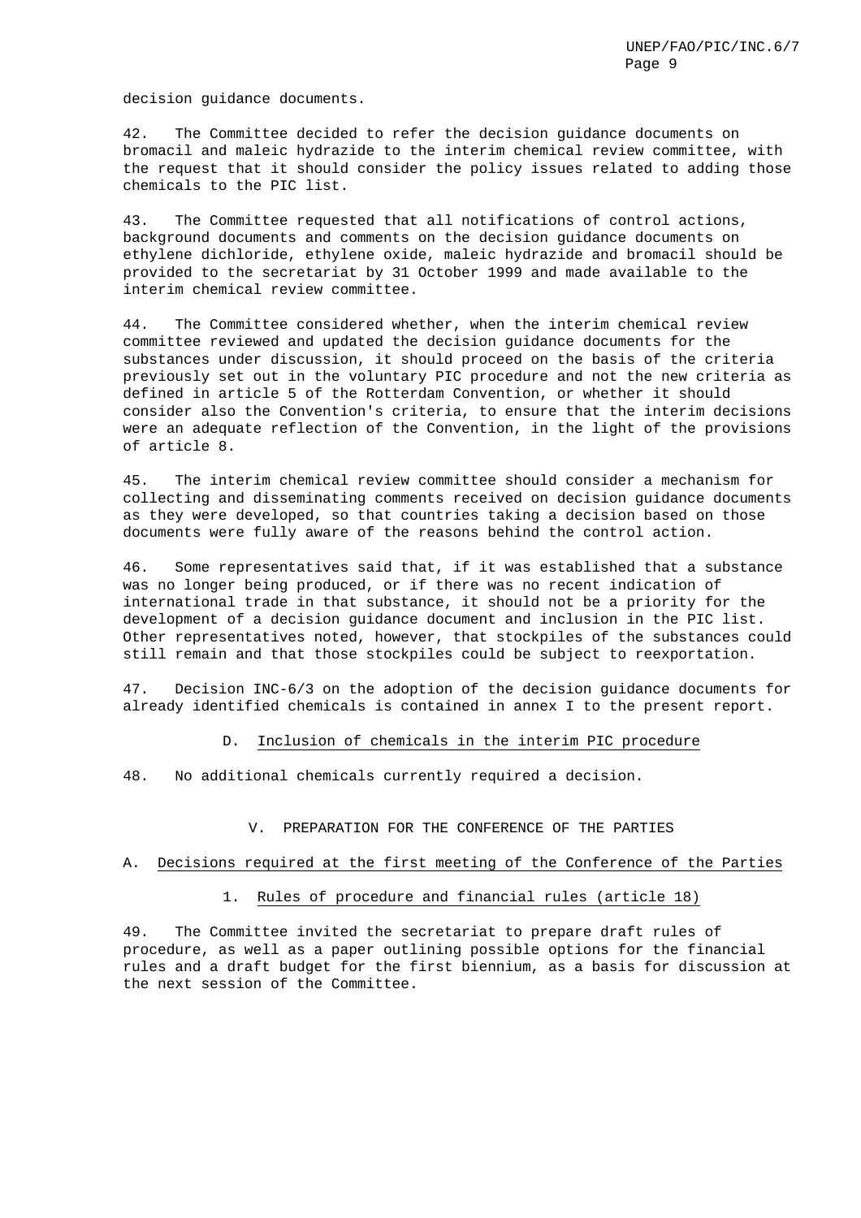decision guidance documents.

42. The Committee decided to refer the decision guidance documents on bromacil and maleic hydrazide to the interim chemical review committee, with the request that it should consider the policy issues related to adding those chemicals to the PIC list.

43. The Committee requested that all notifications of control actions, background documents and comments on the decision guidance documents on ethylene dichloride, ethylene oxide, maleic hydrazide and bromacil should be provided to the secretariat by 31 October 1999 and made available to the interim chemical review committee.

44. The Committee considered whether, when the interim chemical review committee reviewed and updated the decision guidance documents for the substances under discussion, it should proceed on the basis of the criteria previously set out in the voluntary PIC procedure and not the new criteria as defined in article 5 of the Rotterdam Convention, or whether it should consider also the Convention's criteria, to ensure that the interim decisions were an adequate reflection of the Convention, in the light of the provisions of article 8.

45. The interim chemical review committee should consider a mechanism for collecting and disseminating comments received on decision guidance documents as they were developed, so that countries taking a decision based on those documents were fully aware of the reasons behind the control action.

46. Some representatives said that, if it was established that a substance was no longer being produced, or if there was no recent indication of international trade in that substance, it should not be a priority for the development of a decision guidance document and inclusion in the PIC list. Other representatives noted, however, that stockpiles of the substances could still remain and that those stockpiles could be subject to reexportation.

47. Decision INC-6/3 on the adoption of the decision guidance documents for already identified chemicals is contained in annex I to the present report.

### D. Inclusion of chemicals in the interim PIC procedure

48. No additional chemicals currently required a decision.

## V. PREPARATION FOR THE CONFERENCE OF THE PARTIES

### A. Decisions required at the first meeting of the Conference of the Parties

#### 1. Rules of procedure and financial rules (article 18)

49. The Committee invited the secretariat to prepare draft rules of procedure, as well as a paper outlining possible options for the financial rules and a draft budget for the first biennium, as a basis for discussion at the next session of the Committee.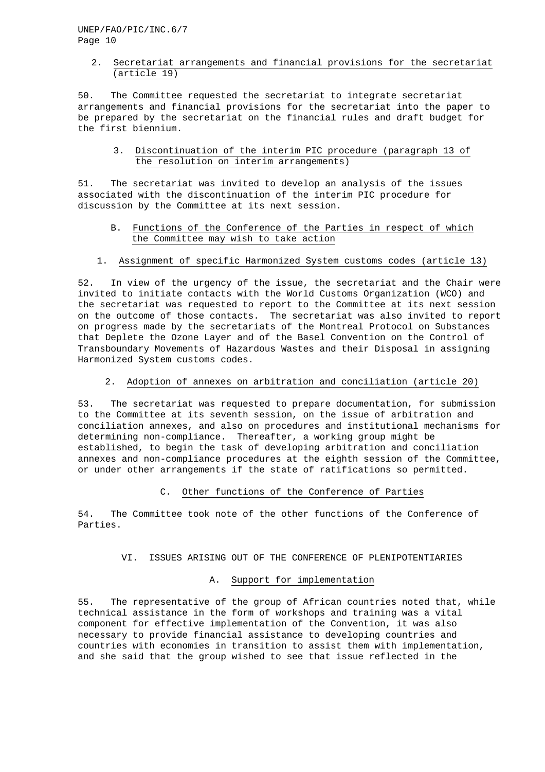### 2. Secretariat arrangements and financial provisions for the secretariat (article 19)

50. The Committee requested the secretariat to integrate secretariat arrangements and financial provisions for the secretariat into the paper to be prepared by the secretariat on the financial rules and draft budget for the first biennium.

### 3. Discontinuation of the interim PIC procedure (paragraph 13 of the resolution on interim arrangements)

51. The secretariat was invited to develop an analysis of the issues associated with the discontinuation of the interim PIC procedure for discussion by the Committee at its next session.

## B. Functions of the Conference of the Parties in respect of which the Committee may wish to take action

### 1. Assignment of specific Harmonized System customs codes (article 13)

52. In view of the urgency of the issue, the secretariat and the Chair were invited to initiate contacts with the World Customs Organization (WCO) and the secretariat was requested to report to the Committee at its next session on the outcome of those contacts. The secretariat was also invited to report on progress made by the secretariats of the Montreal Protocol on Substances that Deplete the Ozone Layer and of the Basel Convention on the Control of Transboundary Movements of Hazardous Wastes and their Disposal in assigning Harmonized System customs codes.

### 2. Adoption of annexes on arbitration and conciliation (article 20)

53. The secretariat was requested to prepare documentation, for submission to the Committee at its seventh session, on the issue of arbitration and conciliation annexes, and also on procedures and institutional mechanisms for determining non-compliance. Thereafter, a working group might be established, to begin the task of developing arbitration and conciliation annexes and non-compliance procedures at the eighth session of the Committee, or under other arrangements if the state of ratifications so permitted.

## C. Other functions of the Conference of Parties

54. The Committee took note of the other functions of the Conference of Parties.

# VI. ISSUES ARISING OUT OF THE CONFERENCE OF PLENIPOTENTIARIES

## A. Support for implementation

55. The representative of the group of African countries noted that, while technical assistance in the form of workshops and training was a vital component for effective implementation of the Convention, it was also necessary to provide financial assistance to developing countries and countries with economies in transition to assist them with implementation, and she said that the group wished to see that issue reflected in the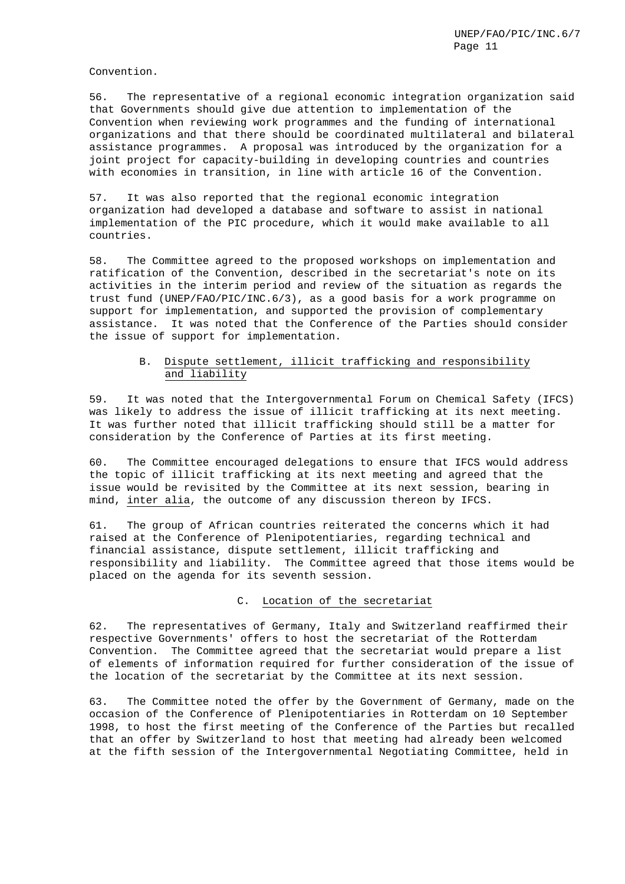Convention.

56. The representative of a regional economic integration organization said that Governments should give due attention to implementation of the Convention when reviewing work programmes and the funding of international organizations and that there should be coordinated multilateral and bilateral assistance programmes. A proposal was introduced by the organization for a joint project for capacity-building in developing countries and countries with economies in transition, in line with article 16 of the Convention.

57. It was also reported that the regional economic integration organization had developed a database and software to assist in national implementation of the PIC procedure, which it would make available to all countries.

58. The Committee agreed to the proposed workshops on implementation and ratification of the Convention, described in the secretariat's note on its activities in the interim period and review of the situation as regards the trust fund (UNEP/FAO/PIC/INC.6/3), as a good basis for a work programme on support for implementation, and supported the provision of complementary assistance. It was noted that the Conference of the Parties should consider the issue of support for implementation.

### B. Dispute settlement, illicit trafficking and responsibility and liability

59. It was noted that the Intergovernmental Forum on Chemical Safety (IFCS) was likely to address the issue of illicit trafficking at its next meeting. It was further noted that illicit trafficking should still be a matter for consideration by the Conference of Parties at its first meeting.

60. The Committee encouraged delegations to ensure that IFCS would address the topic of illicit trafficking at its next meeting and agreed that the issue would be revisited by the Committee at its next session, bearing in mind, *inter alia*, the outcome of any discussion thereon by IFCS.

61. The group of African countries reiterated the concerns which it had raised at the Conference of Plenipotentiaries, regarding technical and financial assistance, dispute settlement, illicit trafficking and responsibility and liability. The Committee agreed that those items would be placed on the agenda for its seventh session.

### C. Location of the secretariat

62. The representatives of Germany, Italy and Switzerland reaffirmed their respective Governments' offers to host the secretariat of the Rotterdam Convention. The Committee agreed that the secretariat would prepare a list of elements of information required for further consideration of the issue of the location of the secretariat by the Committee at its next session.

63. The Committee noted the offer by the Government of Germany, made on the occasion of the Conference of Plenipotentiaries in Rotterdam on 10 September 1998, to host the first meeting of the Conference of the Parties but recalled that an offer by Switzerland to host that meeting had already been welcomed at the fifth session of the Intergovernmental Negotiating Committee, held in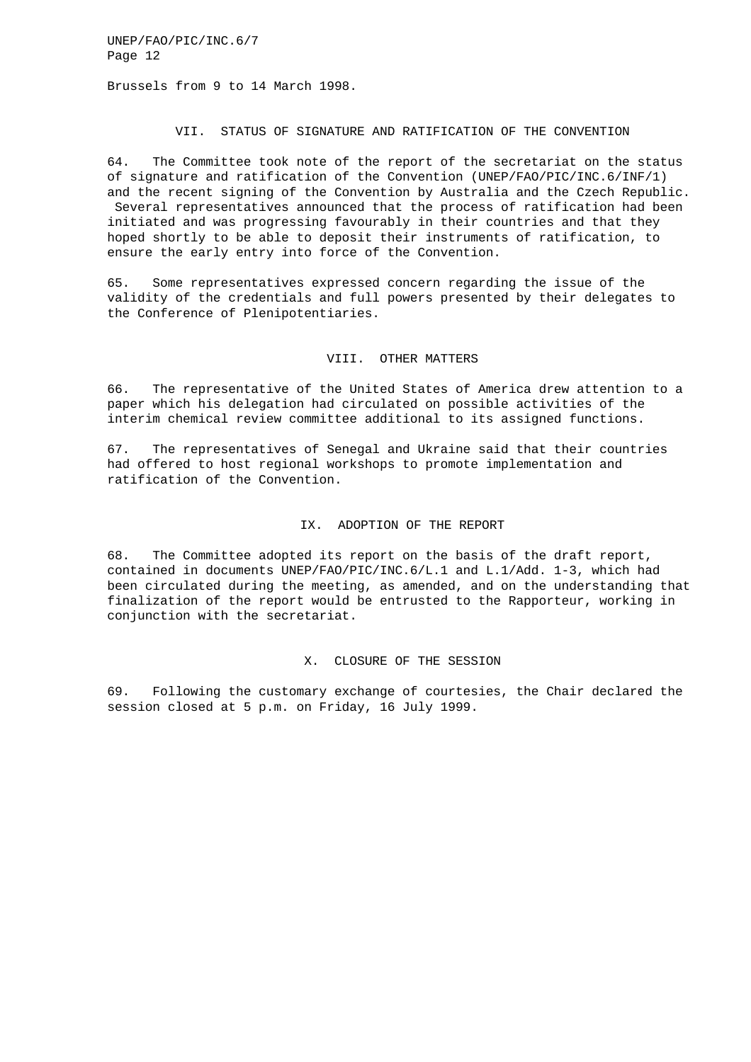Brussels from 9 to 14 March 1998.

## VII. STATUS OF SIGNATURE AND RATIFICATION OF THE CONVENTION

64. The Committee took note of the report of the secretariat on the status of signature and ratification of the Convention (UNEP/FAO/PIC/INC.6/INF/1) and the recent signing of the Convention by Australia and the Czech Republic. Several representatives announced that the process of ratification had been initiated and was progressing favourably in their countries and that they hoped shortly to be able to deposit their instruments of ratification, to ensure the early entry into force of the Convention.

65. Some representatives expressed concern regarding the issue of the validity of the credentials and full powers presented by their delegates to the Conference of Plenipotentiaries.

## VIII. OTHER MATTERS

66. The representative of the United States of America drew attention to a paper which his delegation had circulated on possible activities of the interim chemical review committee additional to its assigned functions.

67. The representatives of Senegal and Ukraine said that their countries had offered to host regional workshops to promote implementation and ratification of the Convention.

## IX. ADOPTION OF THE REPORT

68. The Committee adopted its report on the basis of the draft report, contained in documents UNEP/FAO/PIC/INC.6/L.1 and L.1/Add. 1-3, which had been circulated during the meeting, as amended, and on the understanding that finalization of the report would be entrusted to the Rapporteur, working in conjunction with the secretariat.

## X. CLOSURE OF THE SESSION

69. Following the customary exchange of courtesies, the Chair declared the session closed at 5 p.m. on Friday, 16 July 1999.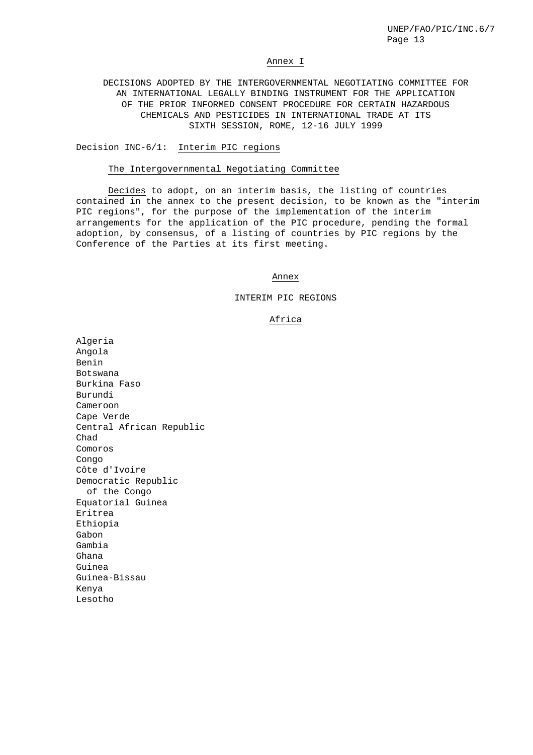## Annex I

### DECISIONS ADOPTED BY THE INTERGOVERNMENTAL NEGOTIATING COMMITTEE FOR AN INTERNATIONAL LEGALLY BINDING INSTRUMENT FOR THE APPLICATION OF THE PRIOR INFORMED CONSENT PROCEDURE FOR CERTAIN HAZARDOUS CHEMICALS AND PESTICIDES IN INTERNATIONAL TRADE AT ITS SIXTH SESSION, ROME, 12-16 JULY 1999

Decision INC-6/1: Interim PIC regions

The Intergovernmental Negotiating Committee

Decides to adopt, on an interim basis, the listing of countries contained in the annex to the present decision, to be known as the "interim PIC regions", for the purpose of the implementation of the interim arrangements for the application of the PIC procedure, pending the formal adoption, by consensus, of a listing of countries by PIC regions by the Conference of the Parties at its first meeting.

#### Annex

#### INTERIM PIC REGIONS

##### Africa

Algeria
Angola
Benin
Botswana
Burkina Faso
Burundi
Cameroon
Cape Verde
Central African Republic
Chad
Comoros
Congo
Côte d'Ivoire
Democratic Republic of the Congo
Equatorial Guinea
Eritrea
Ethiopia
Gabon
Gambia
Ghana
Guinea
Guinea-Bissau
Kenya
Lesotho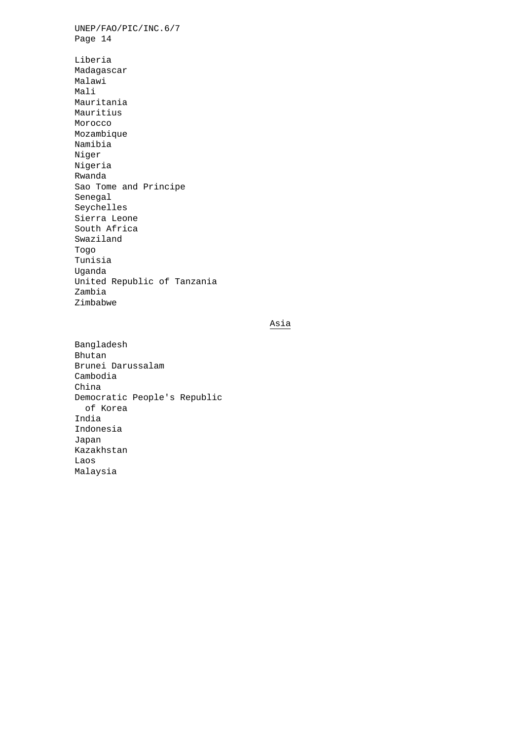Liberia
Madagascar
Malawi
Mali
Mauritania
Mauritius
Morocco
Mozambique
Namibia
Niger
Nigeria
Rwanda
Sao Tome and Principe
Senegal
Seychelles
Sierra Leone
South Africa
Swaziland
Togo
Tunisia
Uganda
United Republic of Tanzania
Zambia
Zimbabwe

## Asia

Bangladesh
Bhutan
Brunei Darussalam
Cambodia
China
Democratic People's Republic of Korea
India
Indonesia
Japan
Kazakhstan
Laos
Malaysia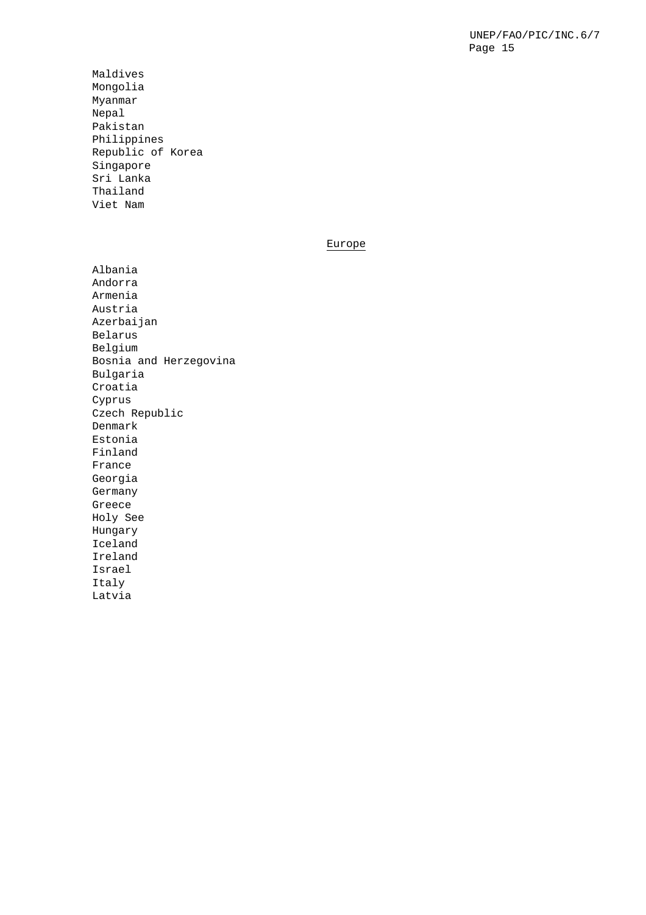Maldives
Mongolia
Myanmar
Nepal
Pakistan
Philippines
Republic of Korea
Singapore
Sri Lanka
Thailand
Viet Nam

## Europe

Albania
Andorra
Armenia
Austria
Azerbaijan
Belarus
Belgium
Bosnia and Herzegovina
Bulgaria
Croatia
Cyprus
Czech Republic
Denmark
Estonia
Finland
France
Georgia
Germany
Greece
Holy See
Hungary
Iceland
Ireland
Israel
Italy
Latvia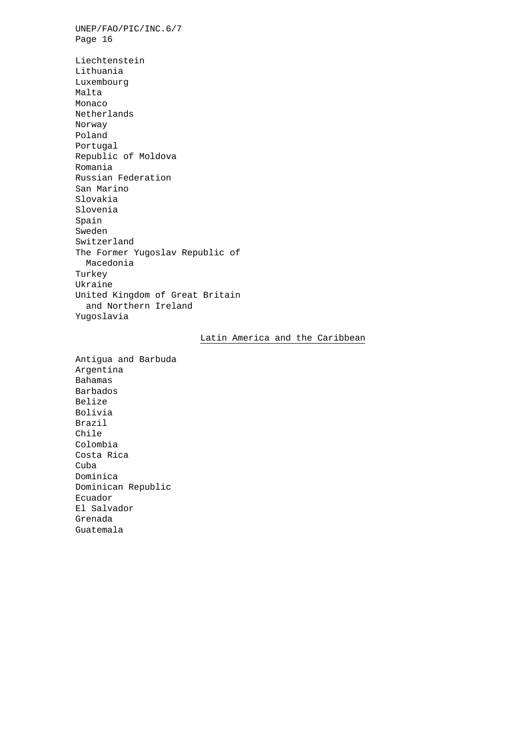Liechtenstein
Lithuania
Luxembourg
Malta
Monaco
Netherlands
Norway
Poland
Portugal
Republic of Moldova
Romania
Russian Federation
San Marino
Slovakia
Slovenia
Spain
Sweden
Switzerland
The Former Yugoslav Republic of Macedonia
Turkey
Ukraine
United Kingdom of Great Britain and Northern Ireland
Yugoslavia

## Latin America and the Caribbean

Antigua and Barbuda
Argentina
Bahamas
Barbados
Belize
Bolivia
Brazil
Chile
Colombia
Costa Rica
Cuba
Dominica
Dominican Republic
Ecuador
El Salvador
Grenada
Guatemala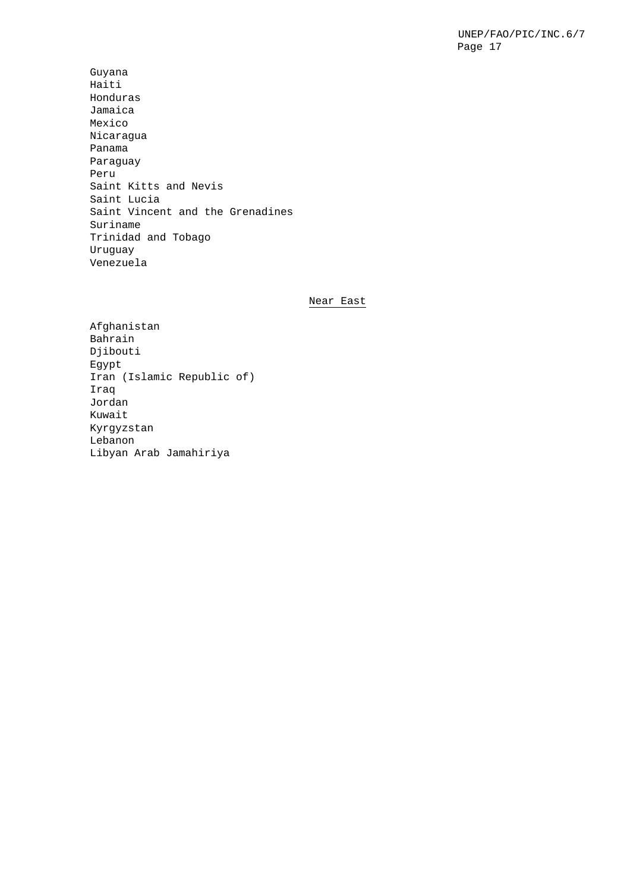Guyana
Haiti
Honduras
Jamaica
Mexico
Nicaragua
Panama
Paraguay
Peru
Saint Kitts and Nevis
Saint Lucia
Saint Vincent and the Grenadines
Suriname
Trinidad and Tobago
Uruguay
Venezuela

Near East

Afghanistan
Bahrain
Djibouti
Egypt
Iran (Islamic Republic of)
Iraq
Jordan
Kuwait
Kyrgyzstan
Lebanon
Libyan Arab Jamahiriya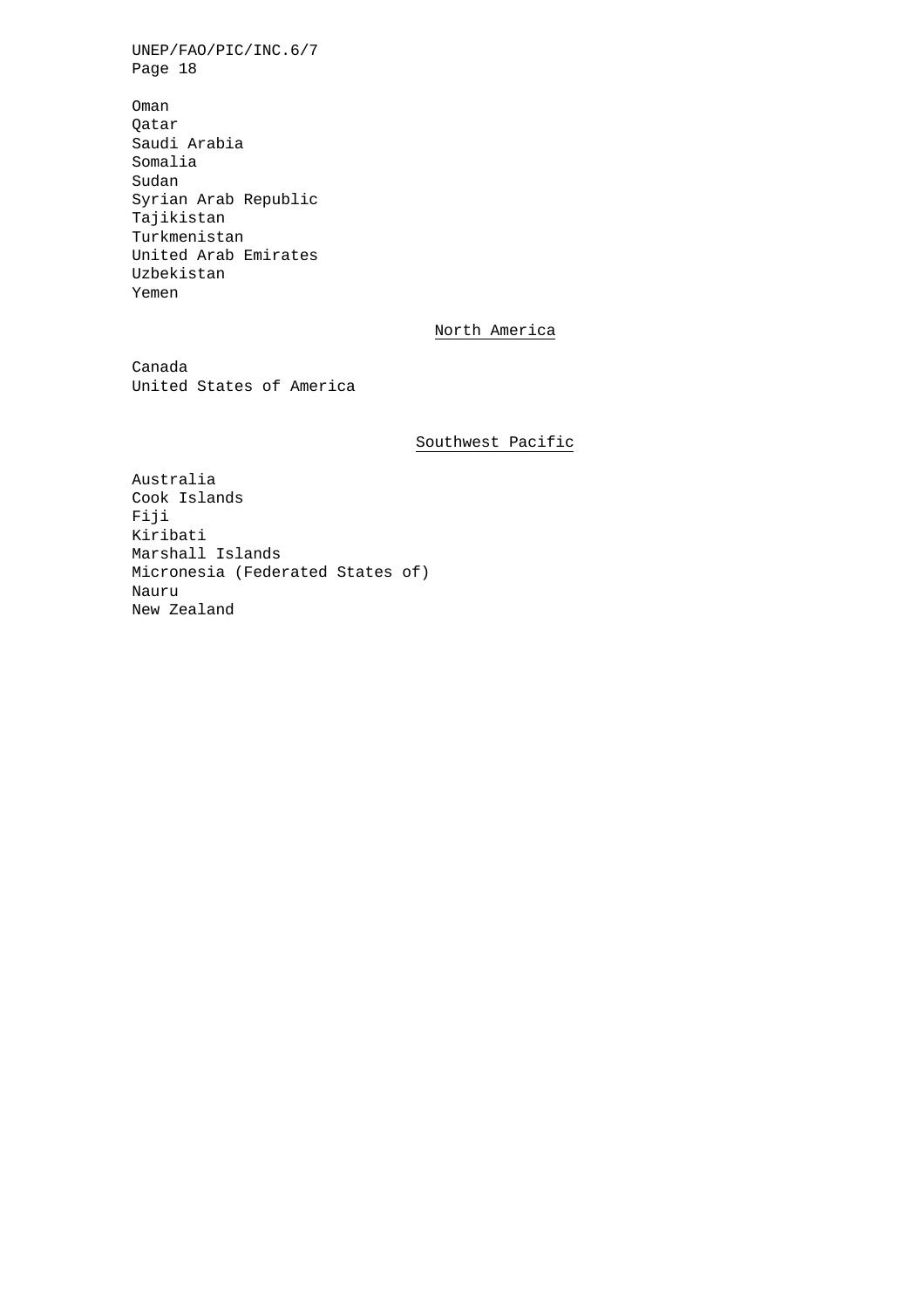Oman
Qatar
Saudi Arabia
Somalia
Sudan
Syrian Arab Republic
Tajikistan
Turkmenistan
United Arab Emirates
Uzbekistan
Yemen

### North America

Canada
United States of America

### Southwest Pacific

Australia
Cook Islands
Fiji
Kiribati
Marshall Islands
Micronesia (Federated States of)
Nauru
New Zealand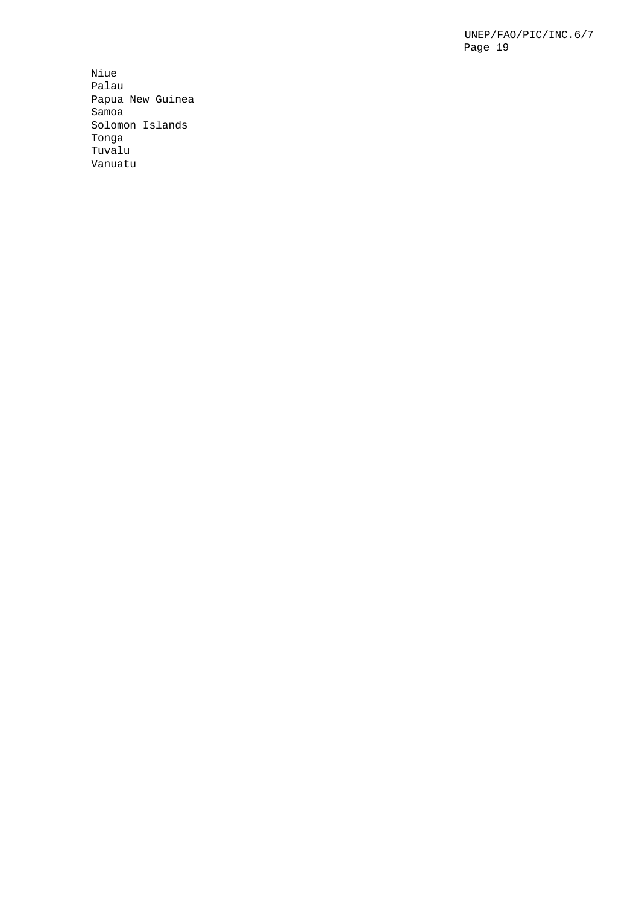Niue
Palau
Papua New Guinea
Samoa
Solomon Islands
Tonga
Tuvalu
Vanuatu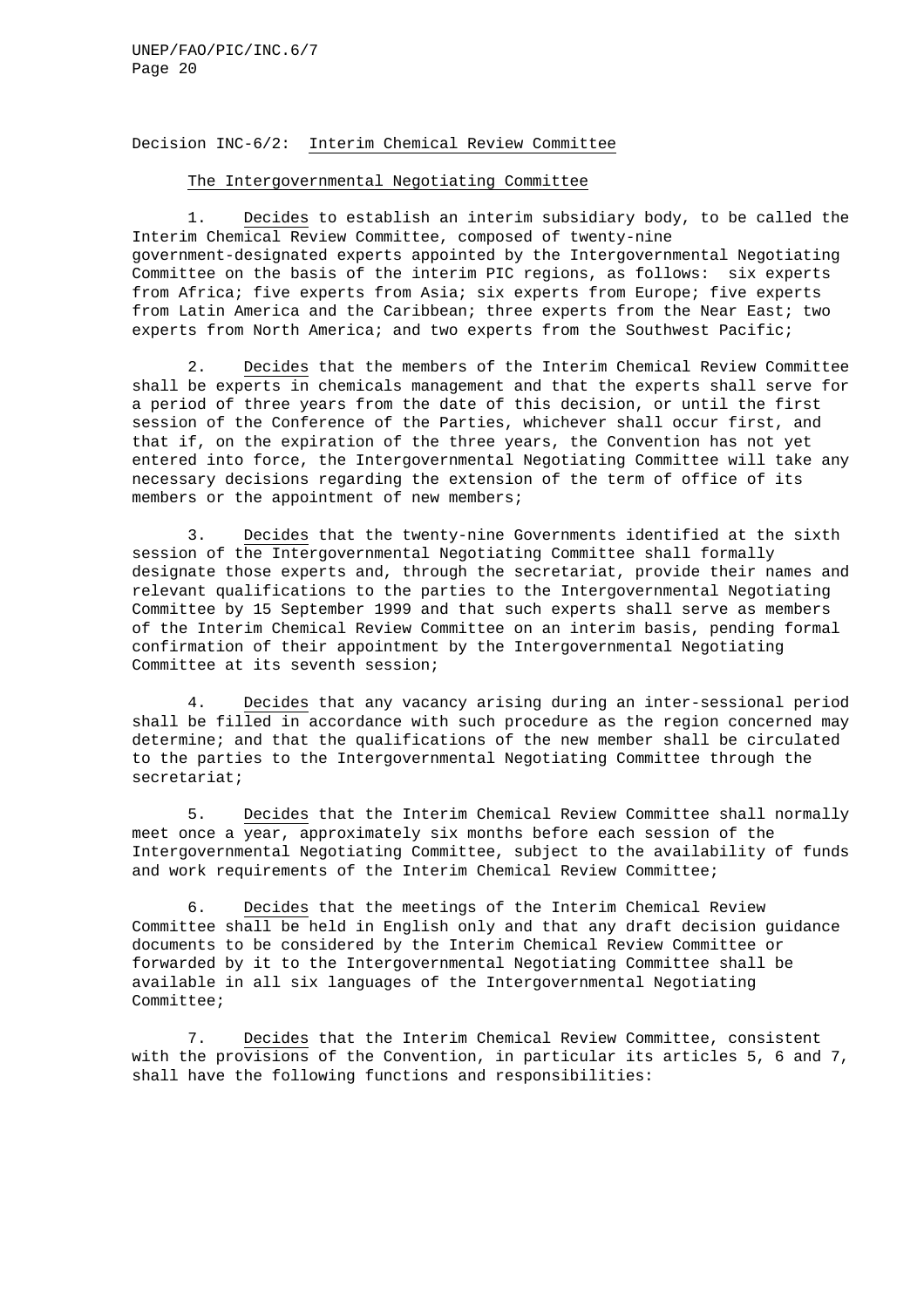Decision INC-6/2: Interim Chemical Review Committee

The Intergovernmental Negotiating Committee

1. Decides to establish an interim subsidiary body, to be called the Interim Chemical Review Committee, composed of twenty-nine government-designated experts appointed by the Intergovernmental Negotiating Committee on the basis of the interim PIC regions, as follows: six experts from Africa; five experts from Asia; six experts from Europe; five experts from Latin America and the Caribbean; three experts from the Near East; two experts from North America; and two experts from the Southwest Pacific;

2. Decides that the members of the Interim Chemical Review Committee shall be experts in chemicals management and that the experts shall serve for a period of three years from the date of this decision, or until the first session of the Conference of the Parties, whichever shall occur first, and that if, on the expiration of the three years, the Convention has not yet entered into force, the Intergovernmental Negotiating Committee will take any necessary decisions regarding the extension of the term of office of its members or the appointment of new members;

3. Decides that the twenty-nine Governments identified at the sixth session of the Intergovernmental Negotiating Committee shall formally designate those experts and, through the secretariat, provide their names and relevant qualifications to the parties to the Intergovernmental Negotiating Committee by 15 September 1999 and that such experts shall serve as members of the Interim Chemical Review Committee on an interim basis, pending formal confirmation of their appointment by the Intergovernmental Negotiating Committee at its seventh session;

4. Decides that any vacancy arising during an inter-sessional period shall be filled in accordance with such procedure as the region concerned may determine; and that the qualifications of the new member shall be circulated to the parties to the Intergovernmental Negotiating Committee through the secretariat;

5. Decides that the Interim Chemical Review Committee shall normally meet once a year, approximately six months before each session of the Intergovernmental Negotiating Committee, subject to the availability of funds and work requirements of the Interim Chemical Review Committee;

6. Decides that the meetings of the Interim Chemical Review Committee shall be held in English only and that any draft decision guidance documents to be considered by the Interim Chemical Review Committee or forwarded by it to the Intergovernmental Negotiating Committee shall be available in all six languages of the Intergovernmental Negotiating Committee;

7. Decides that the Interim Chemical Review Committee, consistent with the provisions of the Convention, in particular its articles 5, 6 and 7, shall have the following functions and responsibilities: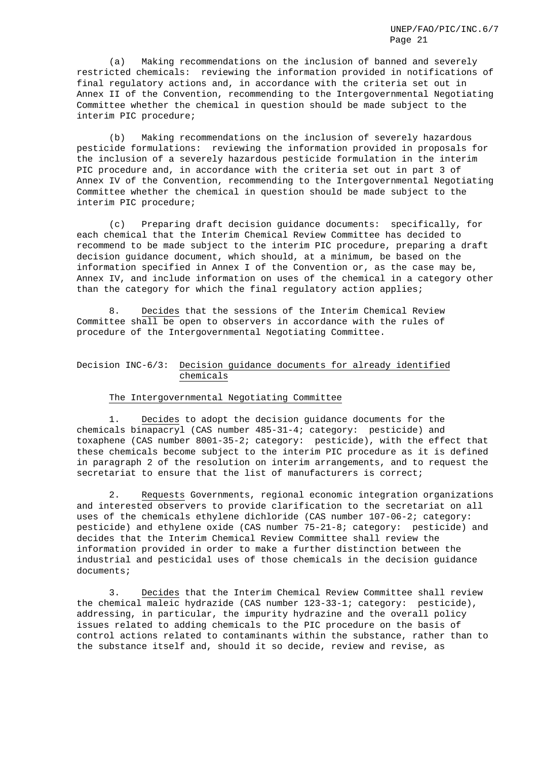(a) Making recommendations on the inclusion of banned and severely restricted chemicals: reviewing the information provided in notifications of final regulatory actions and, in accordance with the criteria set out in Annex II of the Convention, recommending to the Intergovernmental Negotiating Committee whether the chemical in question should be made subject to the interim PIC procedure;

(b) Making recommendations on the inclusion of severely hazardous pesticide formulations: reviewing the information provided in proposals for the inclusion of a severely hazardous pesticide formulation in the interim PIC procedure and, in accordance with the criteria set out in part 3 of Annex IV of the Convention, recommending to the Intergovernmental Negotiating Committee whether the chemical in question should be made subject to the interim PIC procedure;

(c) Preparing draft decision guidance documents: specifically, for each chemical that the Interim Chemical Review Committee has decided to recommend to be made subject to the interim PIC procedure, preparing a draft decision guidance document, which should, at a minimum, be based on the information specified in Annex I of the Convention or, as the case may be, Annex IV, and include information on uses of the chemical in a category other than the category for which the final regulatory action applies;

8. Decides that the sessions of the Interim Chemical Review Committee shall be open to observers in accordance with the rules of procedure of the Intergovernmental Negotiating Committee.

## Decision INC-6/3: Decision guidance documents for already identified chemicals

The Intergovernmental Negotiating Committee

1. Decides to adopt the decision guidance documents for the chemicals binapacryl (CAS number 485-31-4; category: pesticide) and toxaphene (CAS number 8001-35-2; category: pesticide), with the effect that these chemicals become subject to the interim PIC procedure as it is defined in paragraph 2 of the resolution on interim arrangements, and to request the secretariat to ensure that the list of manufacturers is correct;

2. Requests Governments, regional economic integration organizations and interested observers to provide clarification to the secretariat on all uses of the chemicals ethylene dichloride (CAS number 107-06-2; category: pesticide) and ethylene oxide (CAS number 75-21-8; category: pesticide) and decides that the Interim Chemical Review Committee shall review the information provided in order to make a further distinction between the industrial and pesticidal uses of those chemicals in the decision guidance documents;

3. Decides that the Interim Chemical Review Committee shall review the chemical maleic hydrazide (CAS number 123-33-1; category: pesticide), addressing, in particular, the impurity hydrazine and the overall policy issues related to adding chemicals to the PIC procedure on the basis of control actions related to contaminants within the substance, rather than to the substance itself and, should it so decide, review and revise, as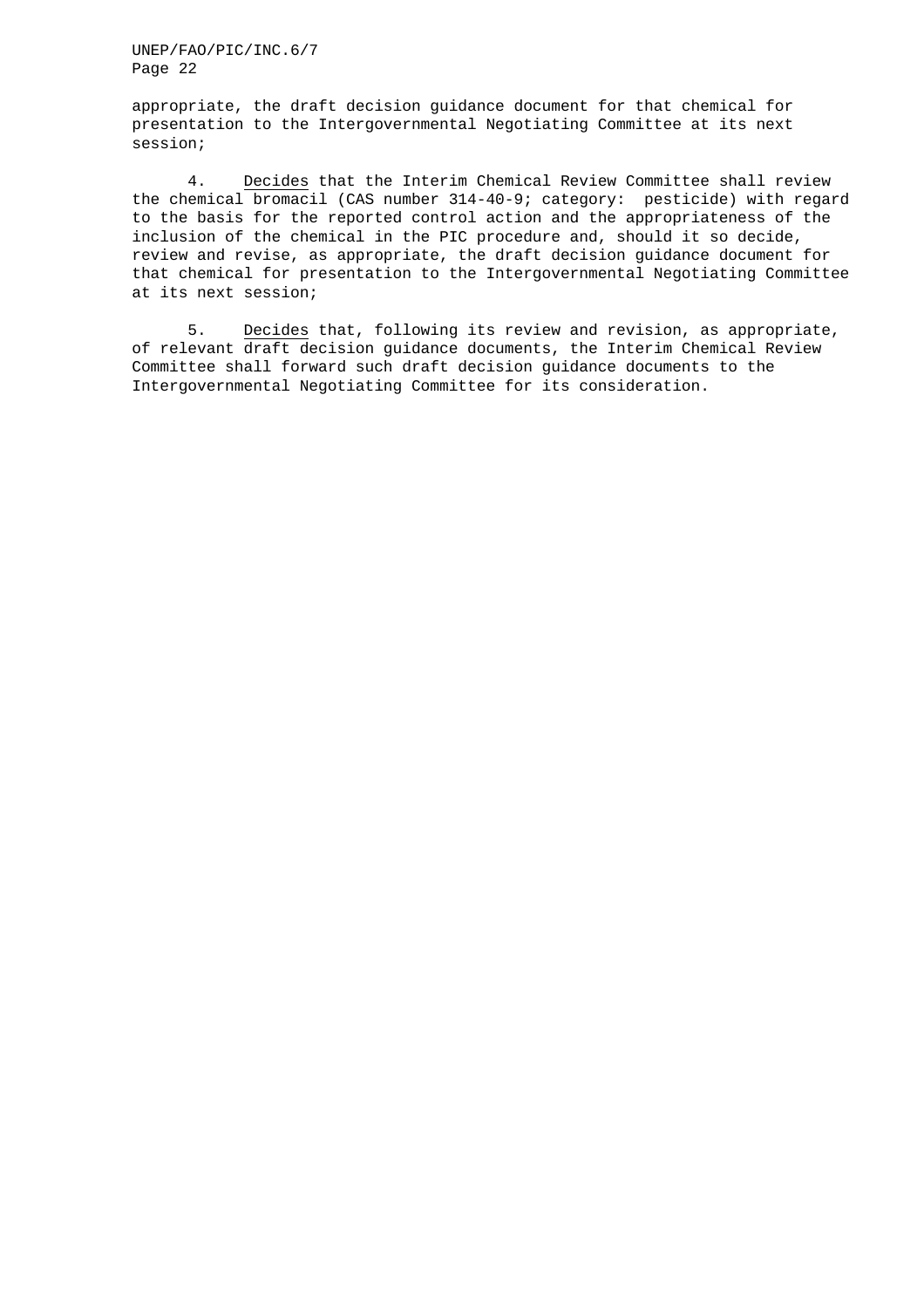appropriate, the draft decision guidance document for that chemical for presentation to the Intergovernmental Negotiating Committee at its next session;

4. Decides that the Interim Chemical Review Committee shall review the chemical bromacil (CAS number 314-40-9; category: pesticide) with regard to the basis for the reported control action and the appropriateness of the inclusion of the chemical in the PIC procedure and, should it so decide, review and revise, as appropriate, the draft decision guidance document for that chemical for presentation to the Intergovernmental Negotiating Committee at its next session;

5. Decides that, following its review and revision, as appropriate, of relevant draft decision guidance documents, the Interim Chemical Review Committee shall forward such draft decision guidance documents to the Intergovernmental Negotiating Committee for its consideration.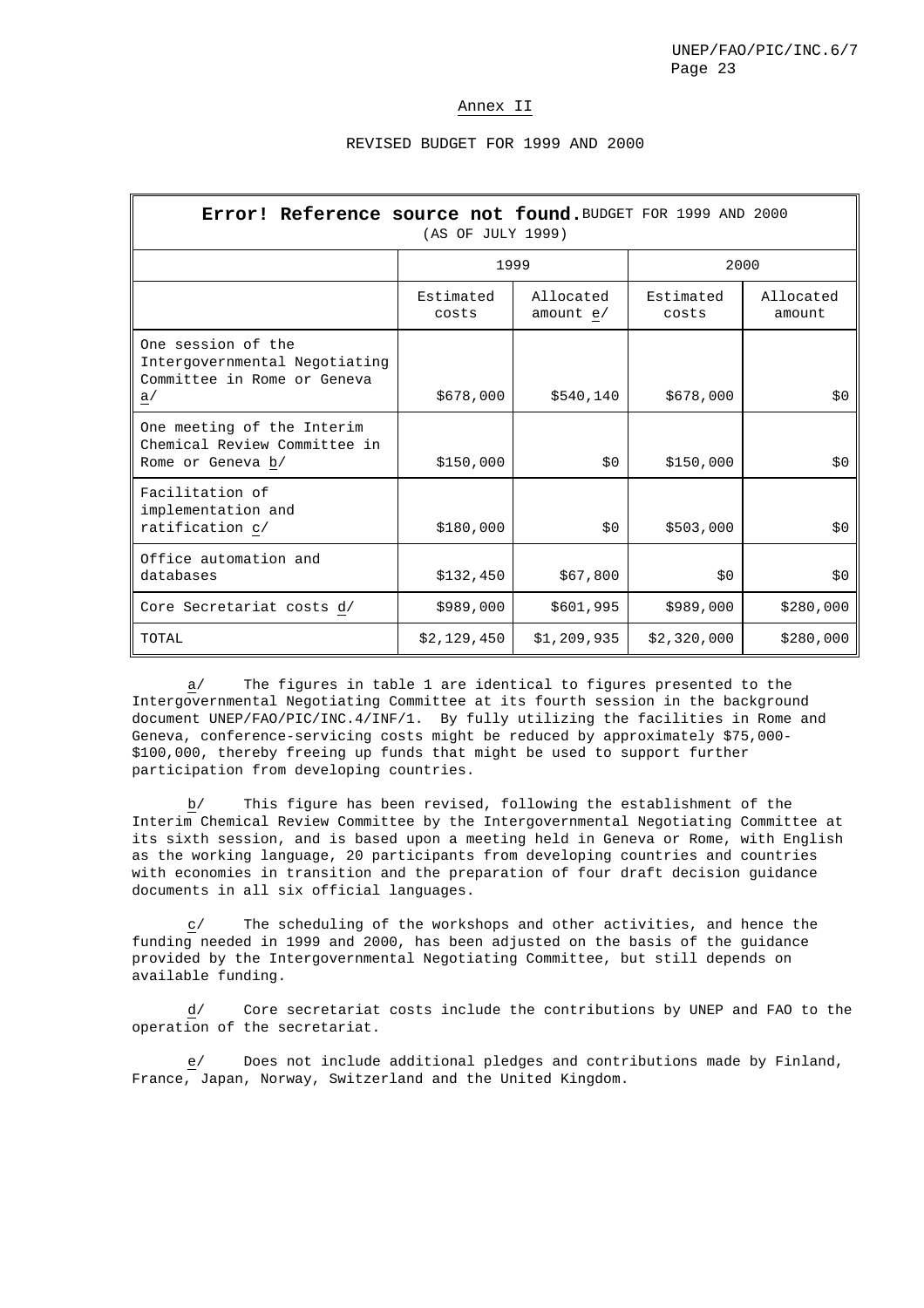Annex II

REVISED BUDGET FOR 1999 AND 2000

| **Error! Reference source not found.** BUDGET FOR 1999 AND 2000 (AS OF JULY 1999) | | | | |
|---|---|---|---|---|
| | 1999 | | 2000 | |
| | Estimated costs | Allocated amount e/ | Estimated costs | Allocated amount |
| One session of the Intergovernmental Negotiating Committee in Rome or Geneva a/ | \$678,000 | \$540,140 | \$678,000 | \$0 |
| One meeting of the Interim Chemical Review Committee in Rome or Geneva b/ | \$150,000 | \$0 | \$150,000 | \$0 |
| Facilitation of implementation and ratification c/ | \$180,000 | \$0 | \$503,000 | \$0 |
| Office automation and databases | \$132,450 | \$67,800 | \$0 | \$0 |
| Core Secretariat costs d/ | \$989,000 | \$601,995 | \$989,000 | \$280,000 |
| TOTAL | \$2,129,450 | \$1,209,935 | \$2,320,000 | \$280,000 |

a/ The figures in table 1 are identical to figures presented to the Intergovernmental Negotiating Committee at its fourth session in the background document UNEP/FAO/PIC/INC.4/INF/1. By fully utilizing the facilities in Rome and Geneva, conference-servicing costs might be reduced by approximately \$75,000-\$100,000, thereby freeing up funds that might be used to support further participation from developing countries.

b/ This figure has been revised, following the establishment of the Interim Chemical Review Committee by the Intergovernmental Negotiating Committee at its sixth session, and is based upon a meeting held in Geneva or Rome, with English as the working language, 20 participants from developing countries and countries with economies in transition and the preparation of four draft decision guidance documents in all six official languages.

c/ The scheduling of the workshops and other activities, and hence the funding needed in 1999 and 2000, has been adjusted on the basis of the guidance provided by the Intergovernmental Negotiating Committee, but still depends on available funding.

d/ Core secretariat costs include the contributions by UNEP and FAO to the operation of the secretariat.

e/ Does not include additional pledges and contributions made by Finland, France, Japan, Norway, Switzerland and the United Kingdom.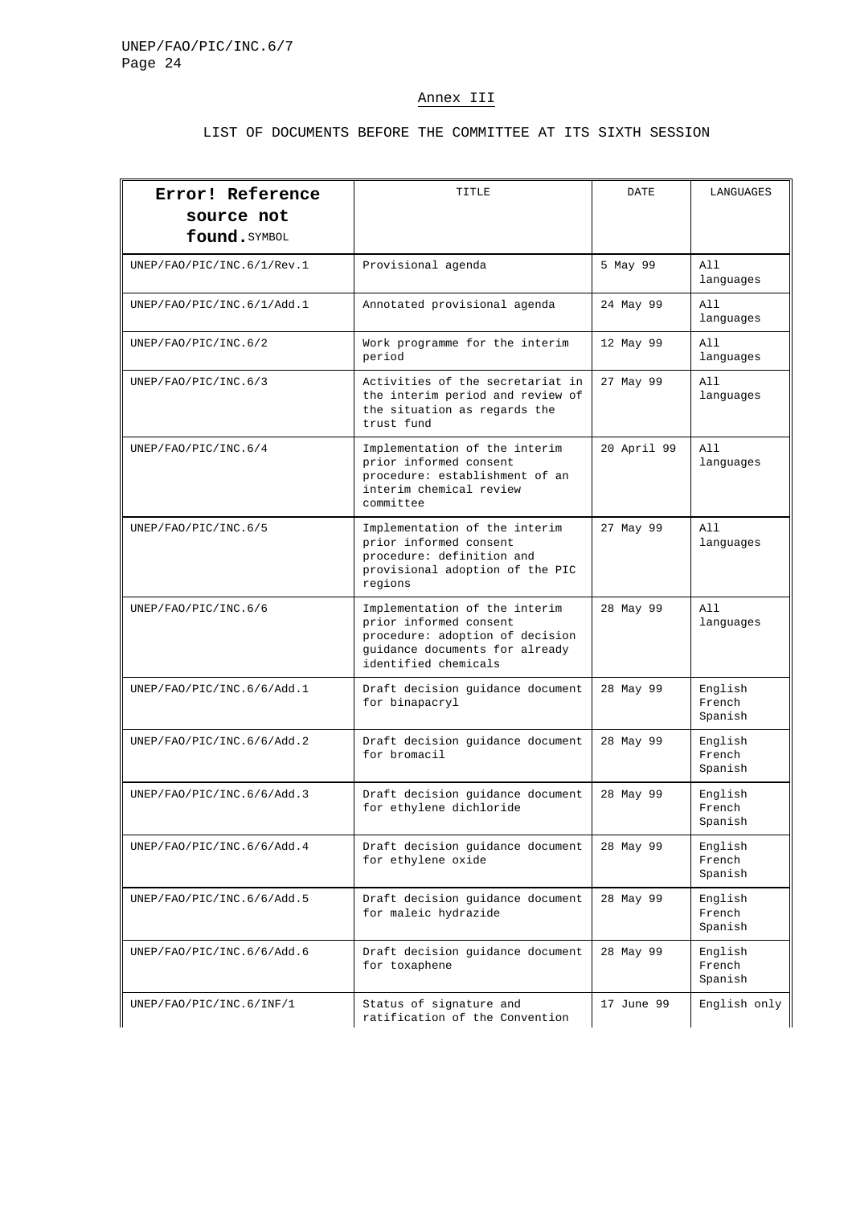## Annex III

### LIST OF DOCUMENTS BEFORE THE COMMITTEE AT ITS SIXTH SESSION

| **Error! Reference source not found.** SYMBOL | TITLE | DATE | LANGUAGES |
|---|---|---|---|
| UNEP/FAO/PIC/INC.6/1/Rev.1 | Provisional agenda | 5 May 99 | All languages |
| UNEP/FAO/PIC/INC.6/1/Add.1 | Annotated provisional agenda | 24 May 99 | All languages |
| UNEP/FAO/PIC/INC.6/2 | Work programme for the interim period | 12 May 99 | All languages |
| UNEP/FAO/PIC/INC.6/3 | Activities of the secretariat in the interim period and review of the situation as regards the trust fund | 27 May 99 | All languages |
| UNEP/FAO/PIC/INC.6/4 | Implementation of the interim prior informed consent procedure: establishment of an interim chemical review committee | 20 April 99 | All languages |
| UNEP/FAO/PIC/INC.6/5 | Implementation of the interim prior informed consent procedure: definition and provisional adoption of the PIC regions | 27 May 99 | All languages |
| UNEP/FAO/PIC/INC.6/6 | Implementation of the interim prior informed consent procedure: adoption of decision guidance documents for already identified chemicals | 28 May 99 | All languages |
| UNEP/FAO/PIC/INC.6/6/Add.1 | Draft decision guidance document for binapacryl | 28 May 99 | English French Spanish |
| UNEP/FAO/PIC/INC.6/6/Add.2 | Draft decision guidance document for bromacil | 28 May 99 | English French Spanish |
| UNEP/FAO/PIC/INC.6/6/Add.3 | Draft decision guidance document for ethylene dichloride | 28 May 99 | English French Spanish |
| UNEP/FAO/PIC/INC.6/6/Add.4 | Draft decision guidance document for ethylene oxide | 28 May 99 | English French Spanish |
| UNEP/FAO/PIC/INC.6/6/Add.5 | Draft decision guidance document for maleic hydrazide | 28 May 99 | English French Spanish |
| UNEP/FAO/PIC/INC.6/6/Add.6 | Draft decision guidance document for toxaphene | 28 May 99 | English French Spanish |
| UNEP/FAO/PIC/INC.6/INF/1 | Status of signature and ratification of the Convention | 17 June 99 | English only |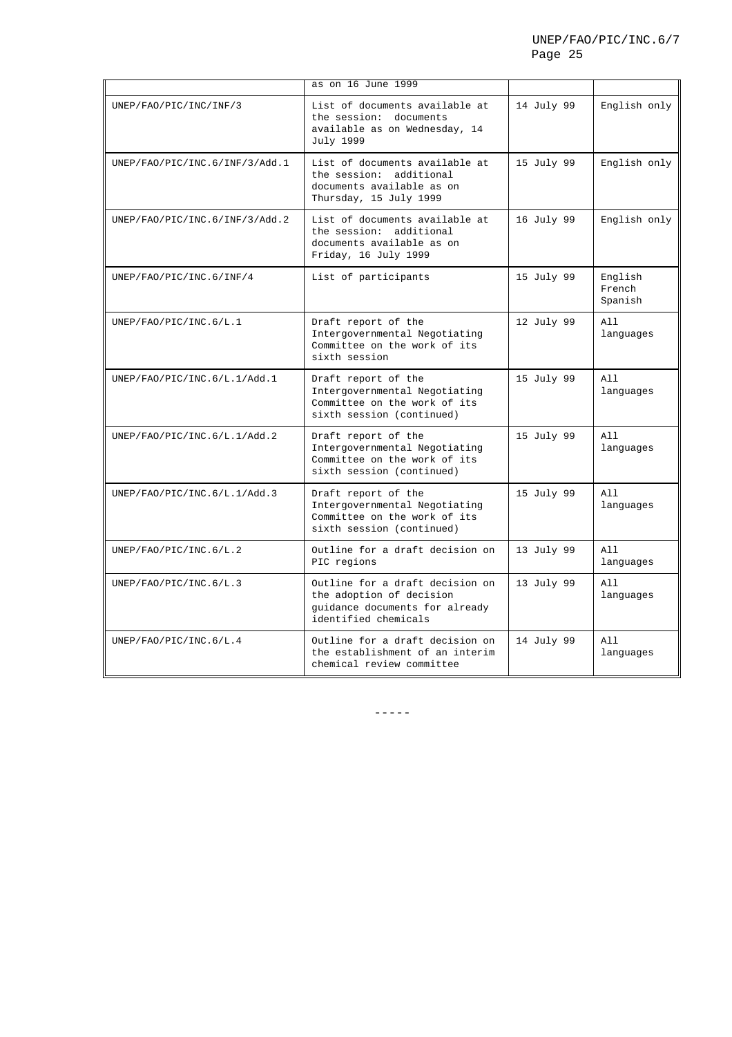| | | | |
|---|---|---|---|
| | as on 16 June 1999 | | |
| UNEP/FAO/PIC/INC/INF/3 | List of documents available at the session: documents available as on Wednesday, 14 July 1999 | 14 July 99 | English only |
| UNEP/FAO/PIC/INC.6/INF/3/Add.1 | List of documents available at the session: additional documents available as on Thursday, 15 July 1999 | 15 July 99 | English only |
| UNEP/FAO/PIC/INC.6/INF/3/Add.2 | List of documents available at the session: additional documents available as on Friday, 16 July 1999 | 16 July 99 | English only |
| UNEP/FAO/PIC/INC.6/INF/4 | List of participants | 15 July 99 | English French Spanish |
| UNEP/FAO/PIC/INC.6/L.1 | Draft report of the Intergovernmental Negotiating Committee on the work of its sixth session | 12 July 99 | All languages |
| UNEP/FAO/PIC/INC.6/L.1/Add.1 | Draft report of the Intergovernmental Negotiating Committee on the work of its sixth session (continued) | 15 July 99 | All languages |
| UNEP/FAO/PIC/INC.6/L.1/Add.2 | Draft report of the Intergovernmental Negotiating Committee on the work of its sixth session (continued) | 15 July 99 | All languages |
| UNEP/FAO/PIC/INC.6/L.1/Add.3 | Draft report of the Intergovernmental Negotiating Committee on the work of its sixth session (continued) | 15 July 99 | All languages |
| UNEP/FAO/PIC/INC.6/L.2 | Outline for a draft decision on PIC regions | 13 July 99 | All languages |
| UNEP/FAO/PIC/INC.6/L.3 | Outline for a draft decision on the adoption of decision guidance documents for already identified chemicals | 13 July 99 | All languages |
| UNEP/FAO/PIC/INC.6/L.4 | Outline for a draft decision on the establishment of an interim chemical review committee | 14 July 99 | All languages |

-----